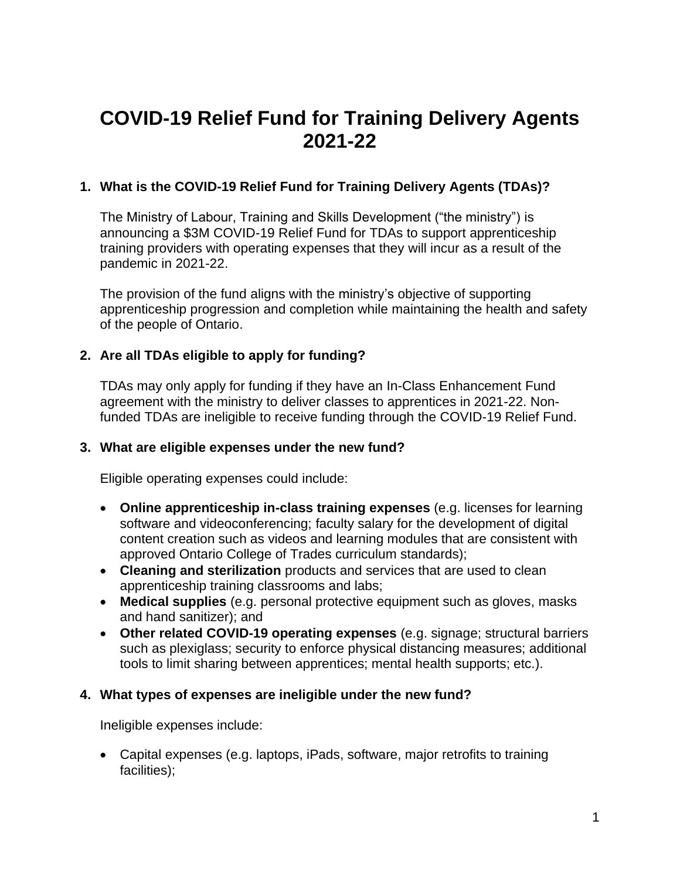# COVID-19 Relief Fund for Training Delivery Agents 2021-22

1. **What is the COVID-19 Relief Fund for Training Delivery Agents (TDAs)?**

   The Ministry of Labour, Training and Skills Development ("the ministry") is announcing a $3M COVID-19 Relief Fund for TDAs to support apprenticeship training providers with operating expenses that they will incur as a result of the pandemic in 2021-22.

   The provision of the fund aligns with the ministry's objective of supporting apprenticeship progression and completion while maintaining the health and safety of the people of Ontario.

2. **Are all TDAs eligible to apply for funding?**

   TDAs may only apply for funding if they have an In-Class Enhancement Fund agreement with the ministry to deliver classes to apprentices in 2021-22. Non-funded TDAs are ineligible to receive funding through the COVID-19 Relief Fund.

3. **What are eligible expenses under the new fund?**

   Eligible operating expenses could include:

   - **Online apprenticeship in-class training expenses** (e.g. licenses for learning software and videoconferencing; faculty salary for the development of digital content creation such as videos and learning modules that are consistent with approved Ontario College of Trades curriculum standards);
   - **Cleaning and sterilization** products and services that are used to clean apprenticeship training classrooms and labs;
   - **Medical supplies** (e.g. personal protective equipment such as gloves, masks and hand sanitizer); and
   - **Other related COVID-19 operating expenses** (e.g. signage; structural barriers such as plexiglass; security to enforce physical distancing measures; additional tools to limit sharing between apprentices; mental health supports; etc.).

4. **What types of expenses are ineligible under the new fund?**

   Ineligible expenses include:

   - Capital expenses (e.g. laptops, iPads, software, major retrofits to training facilities);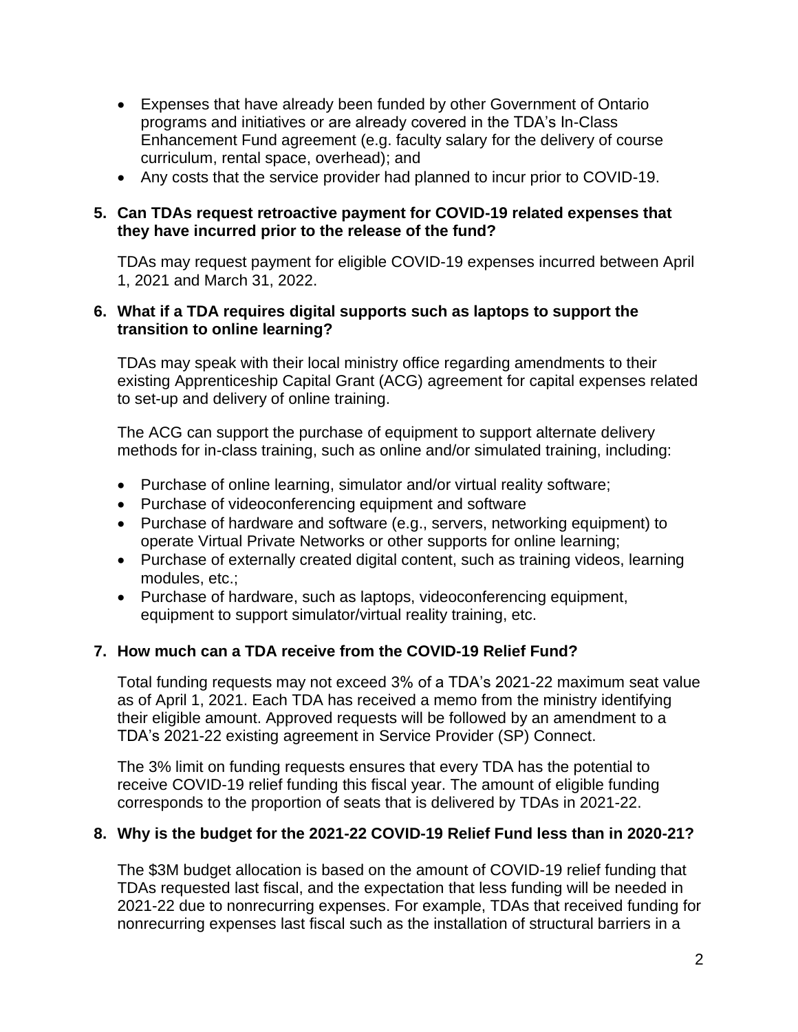- Expenses that have already been funded by other Government of Ontario programs and initiatives or are already covered in the TDA's In-Class Enhancement Fund agreement (e.g. faculty salary for the delivery of course curriculum, rental space, overhead); and
- Any costs that the service provider had planned to incur prior to COVID-19.

**5. Can TDAs request retroactive payment for COVID-19 related expenses that they have incurred prior to the release of the fund?**

TDAs may request payment for eligible COVID-19 expenses incurred between April 1, 2021 and March 31, 2022.

**6. What if a TDA requires digital supports such as laptops to support the transition to online learning?**

TDAs may speak with their local ministry office regarding amendments to their existing Apprenticeship Capital Grant (ACG) agreement for capital expenses related to set-up and delivery of online training.

The ACG can support the purchase of equipment to support alternate delivery methods for in-class training, such as online and/or simulated training, including:

- Purchase of online learning, simulator and/or virtual reality software;
- Purchase of videoconferencing equipment and software
- Purchase of hardware and software (e.g., servers, networking equipment) to operate Virtual Private Networks or other supports for online learning;
- Purchase of externally created digital content, such as training videos, learning modules, etc.;
- Purchase of hardware, such as laptops, videoconferencing equipment, equipment to support simulator/virtual reality training, etc.

**7. How much can a TDA receive from the COVID-19 Relief Fund?**

Total funding requests may not exceed 3% of a TDA's 2021-22 maximum seat value as of April 1, 2021. Each TDA has received a memo from the ministry identifying their eligible amount. Approved requests will be followed by an amendment to a TDA's 2021-22 existing agreement in Service Provider (SP) Connect.

The 3% limit on funding requests ensures that every TDA has the potential to receive COVID-19 relief funding this fiscal year. The amount of eligible funding corresponds to the proportion of seats that is delivered by TDAs in 2021-22.

**8. Why is the budget for the 2021-22 COVID-19 Relief Fund less than in 2020-21?**

The $3M budget allocation is based on the amount of COVID-19 relief funding that TDAs requested last fiscal, and the expectation that less funding will be needed in 2021-22 due to nonrecurring expenses. For example, TDAs that received funding for nonrecurring expenses last fiscal such as the installation of structural barriers in a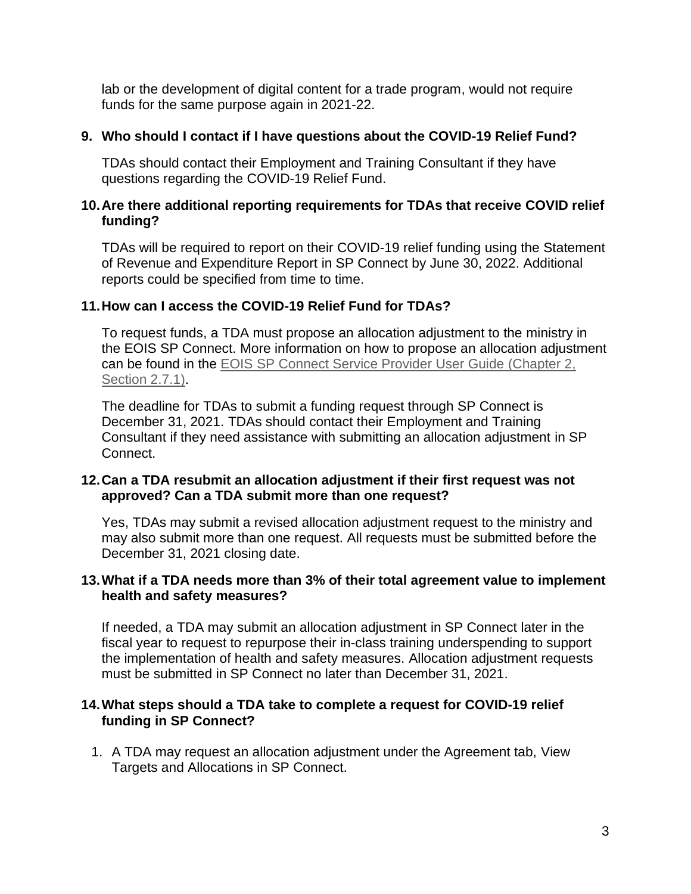lab or the development of digital content for a trade program, would not require funds for the same purpose again in 2021-22.

### 9. Who should I contact if I have questions about the COVID-19 Relief Fund?

TDAs should contact their Employment and Training Consultant if they have questions regarding the COVID-19 Relief Fund.

### 10. Are there additional reporting requirements for TDAs that receive COVID relief funding?

TDAs will be required to report on their COVID-19 relief funding using the Statement of Revenue and Expenditure Report in SP Connect by June 30, 2022. Additional reports could be specified from time to time.

### 11. How can I access the COVID-19 Relief Fund for TDAs?

To request funds, a TDA must propose an allocation adjustment to the ministry in the EOIS SP Connect. More information on how to propose an allocation adjustment can be found in the EOIS SP Connect Service Provider User Guide (Chapter 2, Section 2.7.1).

The deadline for TDAs to submit a funding request through SP Connect is December 31, 2021. TDAs should contact their Employment and Training Consultant if they need assistance with submitting an allocation adjustment in SP Connect.

### 12. Can a TDA resubmit an allocation adjustment if their first request was not approved? Can a TDA submit more than one request?

Yes, TDAs may submit a revised allocation adjustment request to the ministry and may also submit more than one request. All requests must be submitted before the December 31, 2021 closing date.

### 13. What if a TDA needs more than 3% of their total agreement value to implement health and safety measures?

If needed, a TDA may submit an allocation adjustment in SP Connect later in the fiscal year to request to repurpose their in-class training underspending to support the implementation of health and safety measures. Allocation adjustment requests must be submitted in SP Connect no later than December 31, 2021.

### 14. What steps should a TDA take to complete a request for COVID-19 relief funding in SP Connect?

1. A TDA may request an allocation adjustment under the Agreement tab, View Targets and Allocations in SP Connect.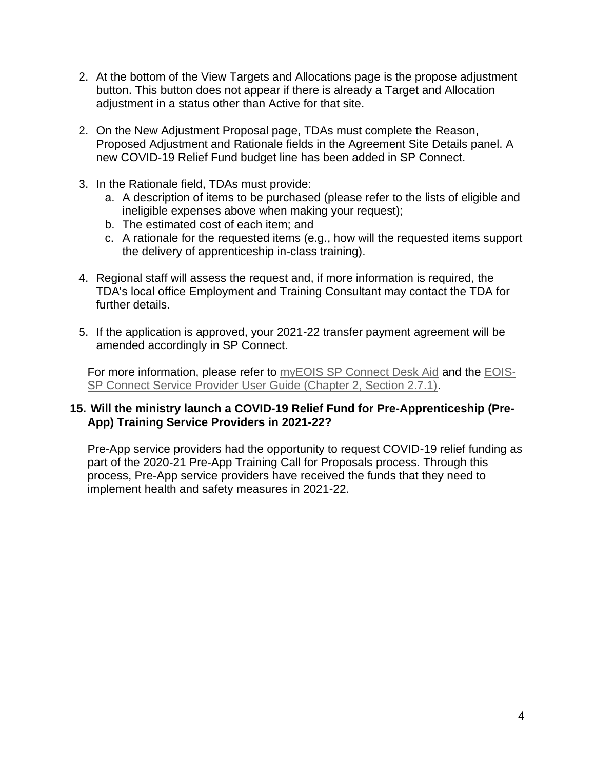2. At the bottom of the View Targets and Allocations page is the propose adjustment button. This button does not appear if there is already a Target and Allocation adjustment in a status other than Active for that site.

2. On the New Adjustment Proposal page, TDAs must complete the Reason, Proposed Adjustment and Rationale fields in the Agreement Site Details panel. A new COVID-19 Relief Fund budget line has been added in SP Connect.

3. In the Rationale field, TDAs must provide:
   a. A description of items to be purchased (please refer to the lists of eligible and ineligible expenses above when making your request);
   b. The estimated cost of each item; and
   c. A rationale for the requested items (e.g., how will the requested items support the delivery of apprenticeship in-class training).

4. Regional staff will assess the request and, if more information is required, the TDA's local office Employment and Training Consultant may contact the TDA for further details.

5. If the application is approved, your 2021-22 transfer payment agreement will be amended accordingly in SP Connect.

For more information, please refer to myEOIS SP Connect Desk Aid and the EOIS-SP Connect Service Provider User Guide (Chapter 2, Section 2.7.1).

**15. Will the ministry launch a COVID-19 Relief Fund for Pre-Apprenticeship (Pre-App) Training Service Providers in 2021-22?**

Pre-App service providers had the opportunity to request COVID-19 relief funding as part of the 2020-21 Pre-App Training Call for Proposals process. Through this process, Pre-App service providers have received the funds that they need to implement health and safety measures in 2021-22.